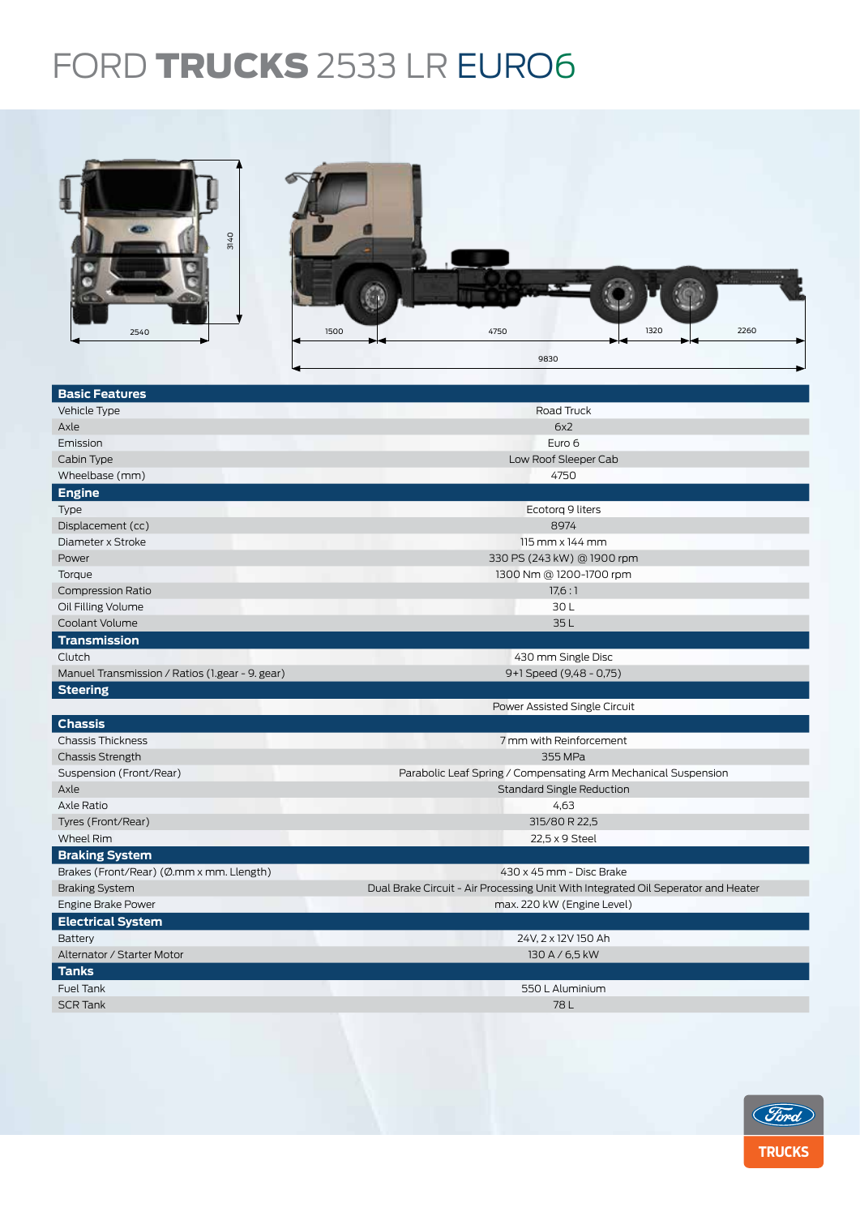# FORD TRUCKS 2533 LR EURO6

| Basic Features | |
|---|---|
| Vehicle Type | Road Truck |
| Axle | 6x2 |
| Emission | Euro 6 |
| Cabin Type | Low Roof Sleeper Cab |
| Wheelbase (mm) | 4750 |
| **Engine** | |
| Type | Ecotorq 9 liters |
| Displacement (cc) | 8974 |
| Diameter x Stroke | 115 mm x 144 mm |
| Power | 330 PS (243 kW) @ 1900 rpm |
| Torque | 1300 Nm @ 1200-1700 rpm |
| Compression Ratio | 17,6 : 1 |
| Oil Filling Volume | 30 L |
| Coolant Volume | 35 L |
| **Transmission** | |
| Clutch | 430 mm Single Disc |
| Manuel Transmission / Ratios (1.gear - 9. gear) | 9+1 Speed (9,48 - 0,75) |
| **Steering** | |
| | Power Assisted Single Circuit |
| **Chassis** | |
| Chassis Thickness | 7 mm with Reinforcement |
| Chassis Strength | 355 MPa |
| Suspension (Front/Rear) | Parabolic Leaf Spring / Compensating Arm Mechanical Suspension |
| Axle | Standard Single Reduction |
| Axle Ratio | 4,63 |
| Tyres (Front/Rear) | 315/80 R 22,5 |
| Wheel Rim | 22,5 x 9 Steel |
| **Braking System** | |
| Brakes (Front/Rear) (Ø.mm x mm. Length) | 430 x 45 mm - Disc Brake |
| Braking System | Dual Brake Circuit - Air Processing Unit With Integrated Oil Seperator and Heater |
| Engine Brake Power | max. 220 kW (Engine Level) |
| **Electrical System** | |
| Battery | 24V, 2 x 12V 150 Ah |
| Alternator / Starter Motor | 130 A / 6,5 kW |
| **Tanks** | |
| Fuel Tank | 550 L Aluminium |
| SCR Tank | 78 L |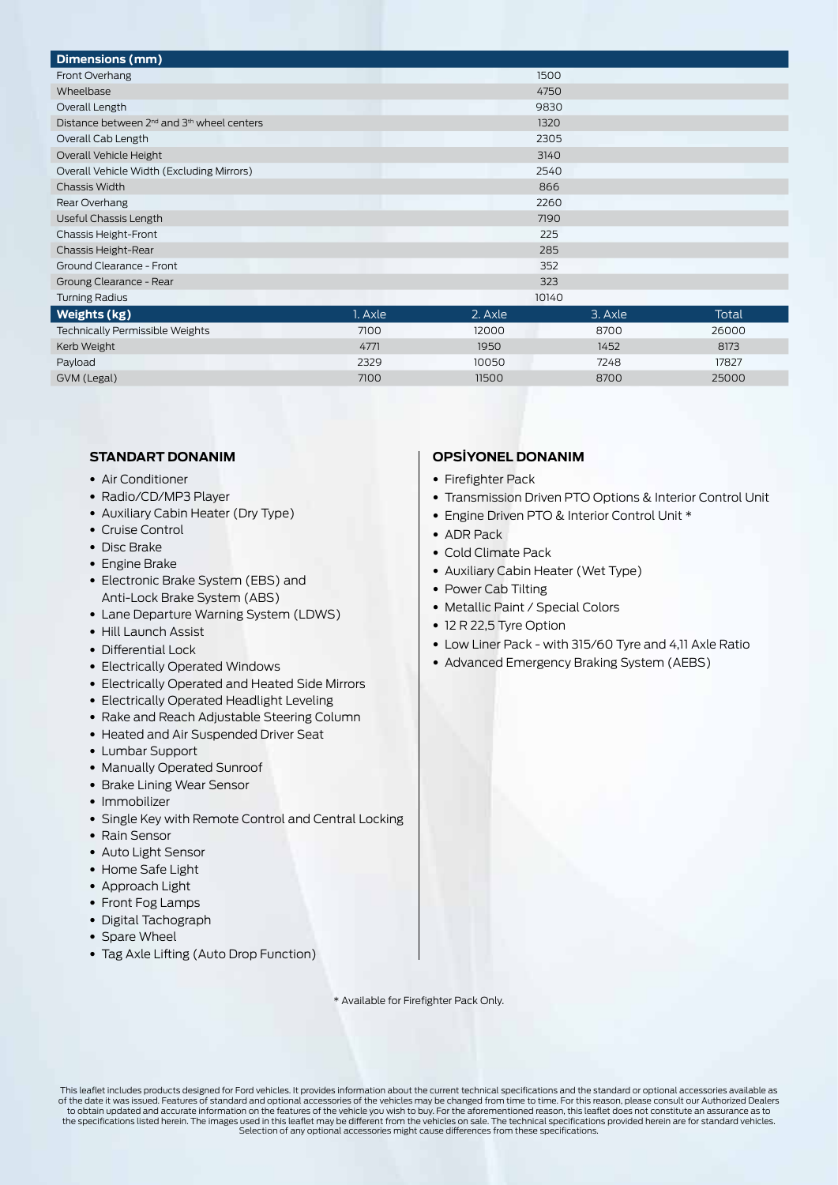| Dimensions (mm) | | | | |
|---|---|---|---|---|
| Front Overhang | 1500 | | | |
| Wheelbase | 4750 | | | |
| Overall Length | 9830 | | | |
| Distance between 2nd and 3th wheel centers | 1320 | | | |
| Overall Cab Length | 2305 | | | |
| Overall Vehicle Height | 3140 | | | |
| Overall Vehicle Width (Excluding Mirrors) | 2540 | | | |
| Chassis Width | 866 | | | |
| Rear Overhang | 2260 | | | |
| Useful Chassis Length | 7190 | | | |
| Chassis Height-Front | 225 | | | |
| Chassis Height-Rear | 285 | | | |
| Ground Clearance - Front | 352 | | | |
| Groung Clearance - Rear | 323 | | | |
| Turning Radius | 10140 | | | |
| **Weights (kg)** | **1. Axle** | **2. Axle** | **3. Axle** | **Total** |
| Technically Permissible Weights | 7100 | 12000 | 8700 | 26000 |
| Kerb Weight | 4771 | 1950 | 1452 | 8173 |
| Payload | 2329 | 10050 | 7248 | 17827 |
| GVM (Legal) | 7100 | 11500 | 8700 | 25000 |

## STANDART DONANIM

- Air Conditioner
- Radio/CD/MP3 Player
- Auxiliary Cabin Heater (Dry Type)
- Cruise Control
- Disc Brake
- Engine Brake
- Electronic Brake System (EBS) and Anti-Lock Brake System (ABS)
- Lane Departure Warning System (LDWS)
- Hill Launch Assist
- Differential Lock
- Electrically Operated Windows
- Electrically Operated and Heated Side Mirrors
- Electrically Operated Headlight Leveling
- Rake and Reach Adjustable Steering Column
- Heated and Air Suspended Driver Seat
- Lumbar Support
- Manually Operated Sunroof
- Brake Lining Wear Sensor
- Immobilizer
- Single Key with Remote Control and Central Locking
- Rain Sensor
- Auto Light Sensor
- Home Safe Light
- Approach Light
- Front Fog Lamps
- Digital Tachograph
- Spare Wheel
- Tag Axle Lifting (Auto Drop Function)

## OPSİYONEL DONANIM

- Firefighter Pack
- Transmission Driven PTO Options & Interior Control Unit
- Engine Driven PTO & Interior Control Unit *
- ADR Pack
- Cold Climate Pack
- Auxiliary Cabin Heater (Wet Type)
- Power Cab Tilting
- Metallic Paint / Special Colors
- 12 R 22,5 Tyre Option
- Low Liner Pack - with 315/60 Tyre and 4,11 Axle Ratio
- Advanced Emergency Braking System (AEBS)

* Available for Firefighter Pack Only.

This leaflet includes products designed for Ford vehicles. It provides information about the current technical specifications and the standard or optional accessories available as of the date it was issued. Features of standard and optional accessories of the vehicles may be changed from time to time. For this reason, please consult our Authorized Dealers to obtain updated and accurate information on the features of the vehicle you wish to buy. For the aforementioned reason, this leaflet does not constitute an assurance as to the specifications listed herein. The images used in this leaflet may be different from the vehicles on sale. The technical specifications provided herein are for standard vehicles. Selection of any optional accessories might cause differences from these specifications.